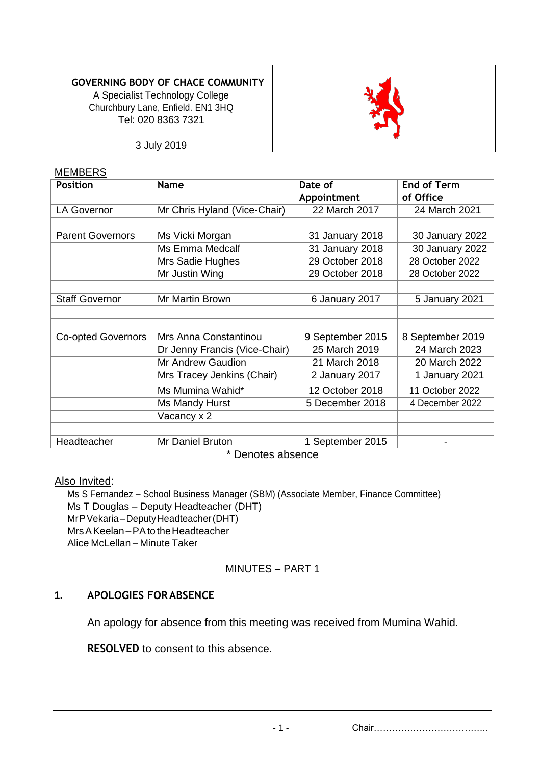**GOVERNING BODY OF CHACE COMMUNITY**
A Specialist Technology College
Churchbury Lane, Enfield. EN1 3HQ
Tel: 020 8363 7321

3 July 2019

MEMBERS

| Position | Name | Date of Appointment | End of Term of Office |
|---|---|---|---|
| LA Governor | Mr Chris Hyland (Vice-Chair) | 22 March 2017 | 24 March 2021 |
| | | | |
| Parent Governors | Ms Vicki Morgan | 31 January 2018 | 30 January 2022 |
| | Ms Emma Medcalf | 31 January 2018 | 30 January 2022 |
| | Mrs Sadie Hughes | 29 October 2018 | 28 October 2022 |
| | Mr Justin Wing | 29 October 2018 | 28 October 2022 |
| | | | |
| Staff Governor | Mr Martin Brown | 6 January 2017 | 5 January 2021 |
| | | | |
| | | | |
| Co-opted Governors | Mrs Anna Constantinou | 9 September 2015 | 8 September 2019 |
| | Dr Jenny Francis (Vice-Chair) | 25 March 2019 | 24 March 2023 |
| | Mr Andrew Gaudion | 21 March 2018 | 20 March 2022 |
| | Mrs Tracey Jenkins (Chair) | 2 January 2017 | 1 January 2021 |
| | Ms Mumina Wahid* | 12 October 2018 | 11 October 2022 |
| | Ms Mandy Hurst | 5 December 2018 | 4 December 2022 |
| | Vacancy x 2 | | |
| | | | |
| Headteacher | Mr Daniel Bruton | 1 September 2015 | - |

\* Denotes absence

Also Invited:

Ms S Fernandez – School Business Manager (SBM) (Associate Member, Finance Committee)
Ms T Douglas – Deputy Headteacher (DHT)
Mr P Vekaria – Deputy Headteacher (DHT)
Mrs A Keelan – PA to the Headteacher
Alice McLellan – Minute Taker

MINUTES – PART 1

## 1. APOLOGIES FOR ABSENCE

An apology for absence from this meeting was received from Mumina Wahid.

**RESOLVED** to consent to this absence.

Chair………………………………..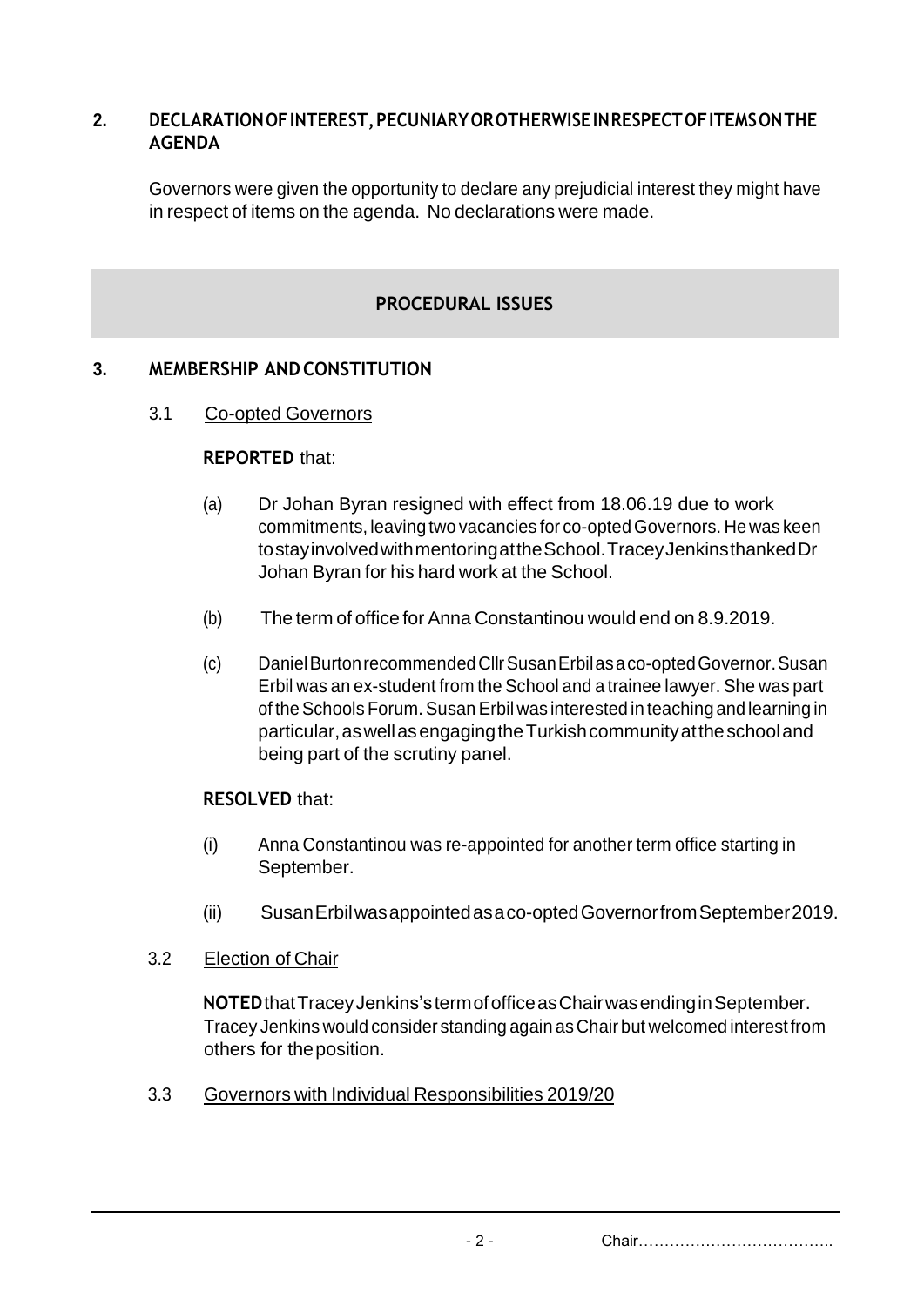## 2. DECLARATION OF INTEREST, PECUNIARY OR OTHERWISE IN RESPECT OF ITEMS ON THE AGENDA

Governors were given the opportunity to declare any prejudicial interest they might have in respect of items on the agenda. No declarations were made.

## PROCEDURAL ISSUES

## 3. MEMBERSHIP AND CONSTITUTION

### 3.1 Co-opted Governors

**REPORTED** that:

(a) Dr Johan Byran resigned with effect from 18.06.19 due to work commitments, leaving two vacancies for co-opted Governors. He was keen to stay involved with mentoring at the School. Tracey Jenkins thanked Dr Johan Byran for his hard work at the School.

(b) The term of office for Anna Constantinou would end on 8.9.2019.

(c) Daniel Burton recommended Cllr Susan Erbil as a co-opted Governor. Susan Erbil was an ex-student from the School and a trainee lawyer. She was part of the Schools Forum. Susan Erbil was interested in teaching and learning in particular, as well as engaging the Turkish community at the school and being part of the scrutiny panel.

**RESOLVED** that:

(i) Anna Constantinou was re-appointed for another term office starting in September.

(ii) Susan Erbil was appointed as a co-opted Governor from September 2019.

### 3.2 Election of Chair

**NOTED** that Tracey Jenkins's term of office as Chair was ending in September. Tracey Jenkins would consider standing again as Chair but welcomed interest from others for the position.

### 3.3 Governors with Individual Responsibilities 2019/20

Chair………………………………..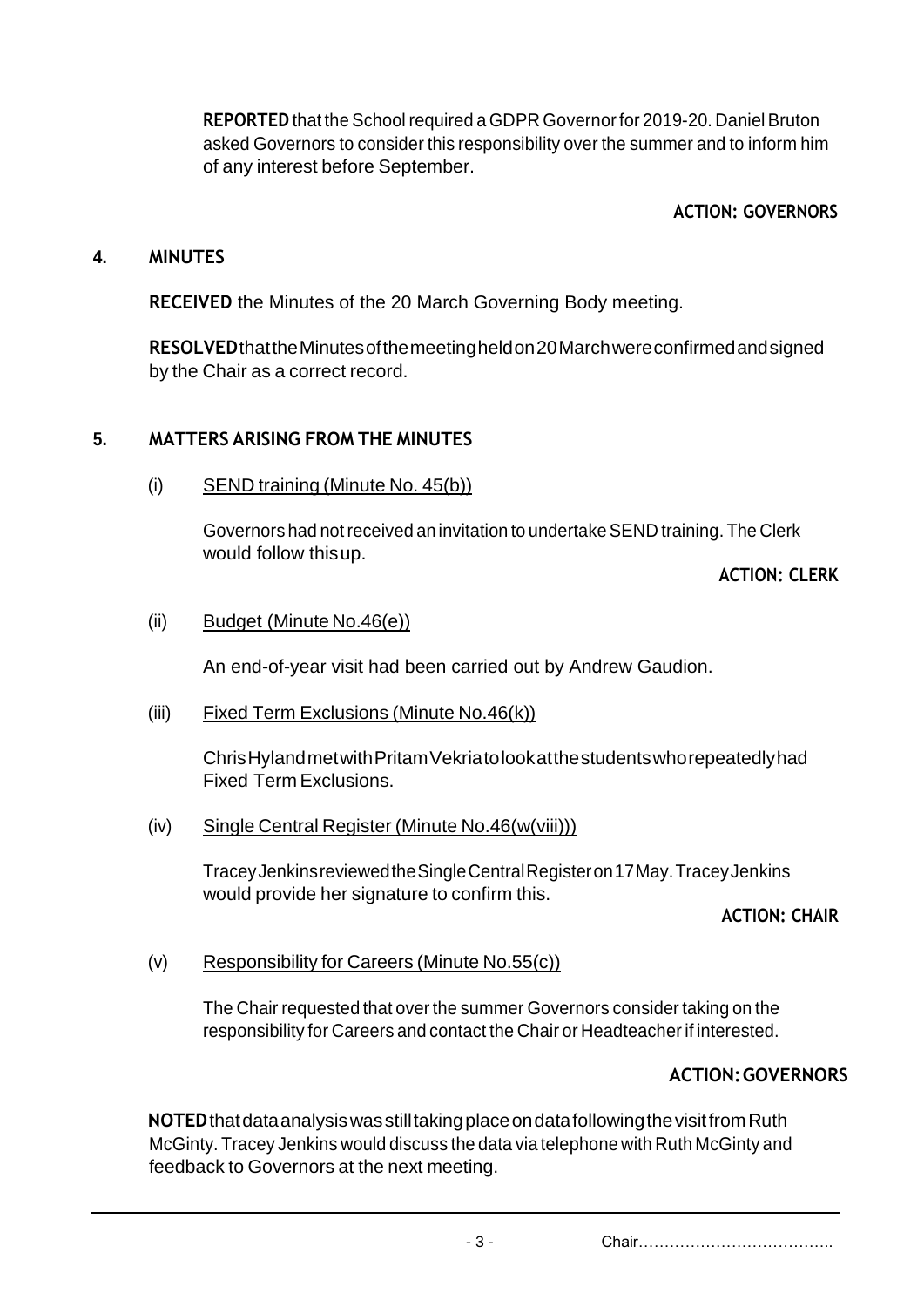**REPORTED** that the School required a GDPR Governor for 2019-20. Daniel Bruton asked Governors to consider this responsibility over the summer and to inform him of any interest before September.

**ACTION: GOVERNORS**

## 4. MINUTES

**RECEIVED** the Minutes of the 20 March Governing Body meeting.

**RESOLVED** that the Minutes of the meeting held on 20 March were confirmed and signed by the Chair as a correct record.

## 5. MATTERS ARISING FROM THE MINUTES

(i) SEND training (Minute No. 45(b))

Governors had not received an invitation to undertake SEND training. The Clerk would follow this up.

**ACTION: CLERK**

(ii) Budget (Minute No.46(e))

An end-of-year visit had been carried out by Andrew Gaudion.

(iii) Fixed Term Exclusions (Minute No.46(k))

Chris Hyland met with Pritam Vekria to look at the students who repeatedly had Fixed Term Exclusions.

(iv) Single Central Register (Minute No.46(w(viii)))

Tracey Jenkins reviewed the Single Central Register on 17 May. Tracey Jenkins would provide her signature to confirm this.

**ACTION: CHAIR**

(v) Responsibility for Careers (Minute No.55(c))

The Chair requested that over the summer Governors consider taking on the responsibility for Careers and contact the Chair or Headteacher if interested.

**ACTION: GOVERNORS**

**NOTED** that data analysis was still taking place on data following the visit from Ruth McGinty. Tracey Jenkins would discuss the data via telephone with Ruth McGinty and feedback to Governors at the next meeting.

Chair………………………………..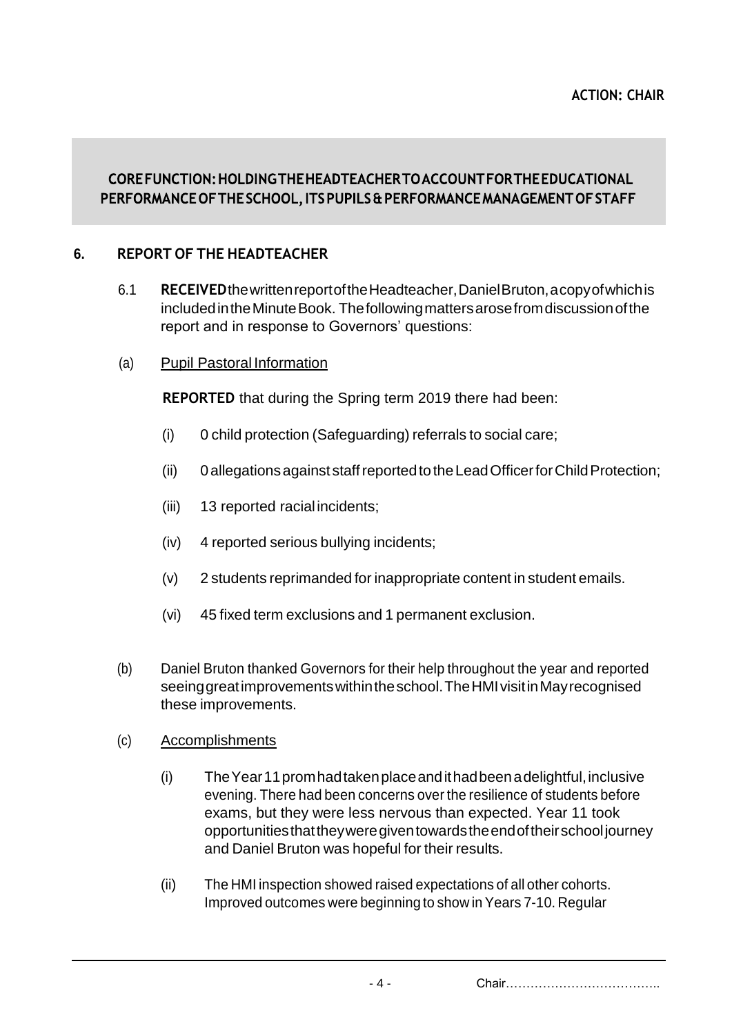**ACTION: CHAIR**

## CORE FUNCTION: HOLDING THE HEADTEACHER TO ACCOUNT FOR THE EDUCATIONAL PERFORMANCE OF THE SCHOOL, ITS PUPILS & PERFORMANCE MANAGEMENT OF STAFF

### 6. REPORT OF THE HEADTEACHER

6.1 **RECEIVED** the written report of the Headteacher, Daniel Bruton, a copy of which is included in the Minute Book. The following matters arose from discussion of the report and in response to Governors' questions:

(a) Pupil Pastoral Information

**REPORTED** that during the Spring term 2019 there had been:

(i) 0 child protection (Safeguarding) referrals to social care;

(ii) 0 allegations against staff reported to the Lead Officer for Child Protection;

(iii) 13 reported racial incidents;

(iv) 4 reported serious bullying incidents;

(v) 2 students reprimanded for inappropriate content in student emails.

(vi) 45 fixed term exclusions and 1 permanent exclusion.

(b) Daniel Bruton thanked Governors for their help throughout the year and reported seeing great improvements within the school. The HMI visit in May recognised these improvements.

(c) Accomplishments

(i) The Year 11 prom had taken place and it had been a delightful, inclusive evening. There had been concerns over the resilience of students before exams, but they were less nervous than expected. Year 11 took opportunities that they were given towards the end of their school journey and Daniel Bruton was hopeful for their results.

(ii) The HMI inspection showed raised expectations of all other cohorts. Improved outcomes were beginning to show in Years 7-10. Regular

Chair………………………………..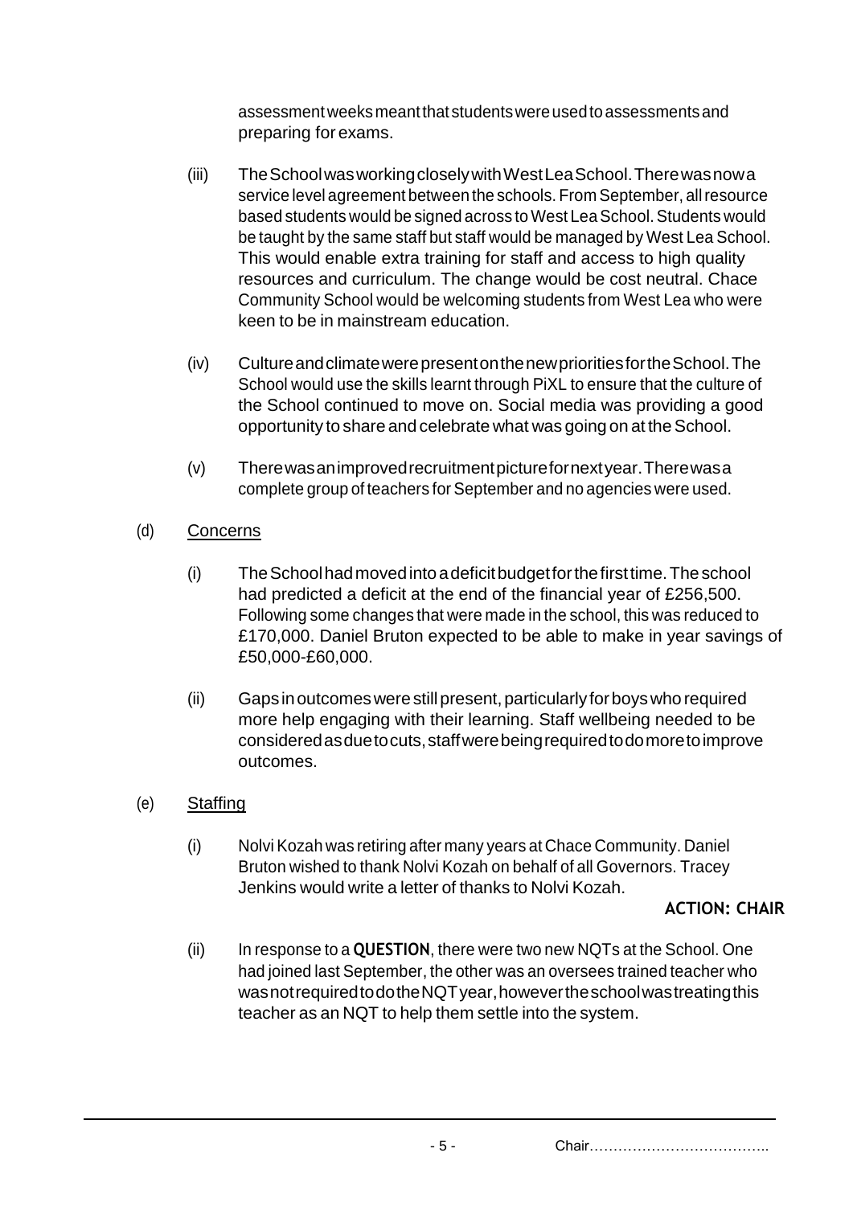assessment weeks meant that students were used to assessments and preparing for exams.

(iii) The School was working closely with West Lea School. There was now a service level agreement between the schools. From September, all resource based students would be signed across to West Lea School. Students would be taught by the same staff but staff would be managed by West Lea School. This would enable extra training for staff and access to high quality resources and curriculum. The change would be cost neutral. Chace Community School would be welcoming students from West Lea who were keen to be in mainstream education.

(iv) Culture and climate were present on the new priorities for the School. The School would use the skills learnt through PiXL to ensure that the culture of the School continued to move on. Social media was providing a good opportunity to share and celebrate what was going on at the School.

(v) There was an improved recruitment picture for next year. There was a complete group of teachers for September and no agencies were used.

(d) <u>Concerns</u>

(i) The School had moved into a deficit budget for the first time. The school had predicted a deficit at the end of the financial year of £256,500. Following some changes that were made in the school, this was reduced to £170,000. Daniel Bruton expected to be able to make in year savings of £50,000-£60,000.

(ii) Gaps in outcomes were still present, particularly for boys who required more help engaging with their learning. Staff wellbeing needed to be considered as due to cuts, staff were being required to do more to improve outcomes.

(e) <u>Staffing</u>

(i) Nolvi Kozah was retiring after many years at Chace Community. Daniel Bruton wished to thank Nolvi Kozah on behalf of all Governors. Tracey Jenkins would write a letter of thanks to Nolvi Kozah.

**ACTION: CHAIR**

(ii) In response to a **QUESTION**, there were two new NQTs at the School. One had joined last September, the other was an oversees trained teacher who was not required to do the NQT year, however the school was treating this teacher as an NQT to help them settle into the system.

Chair………………………………..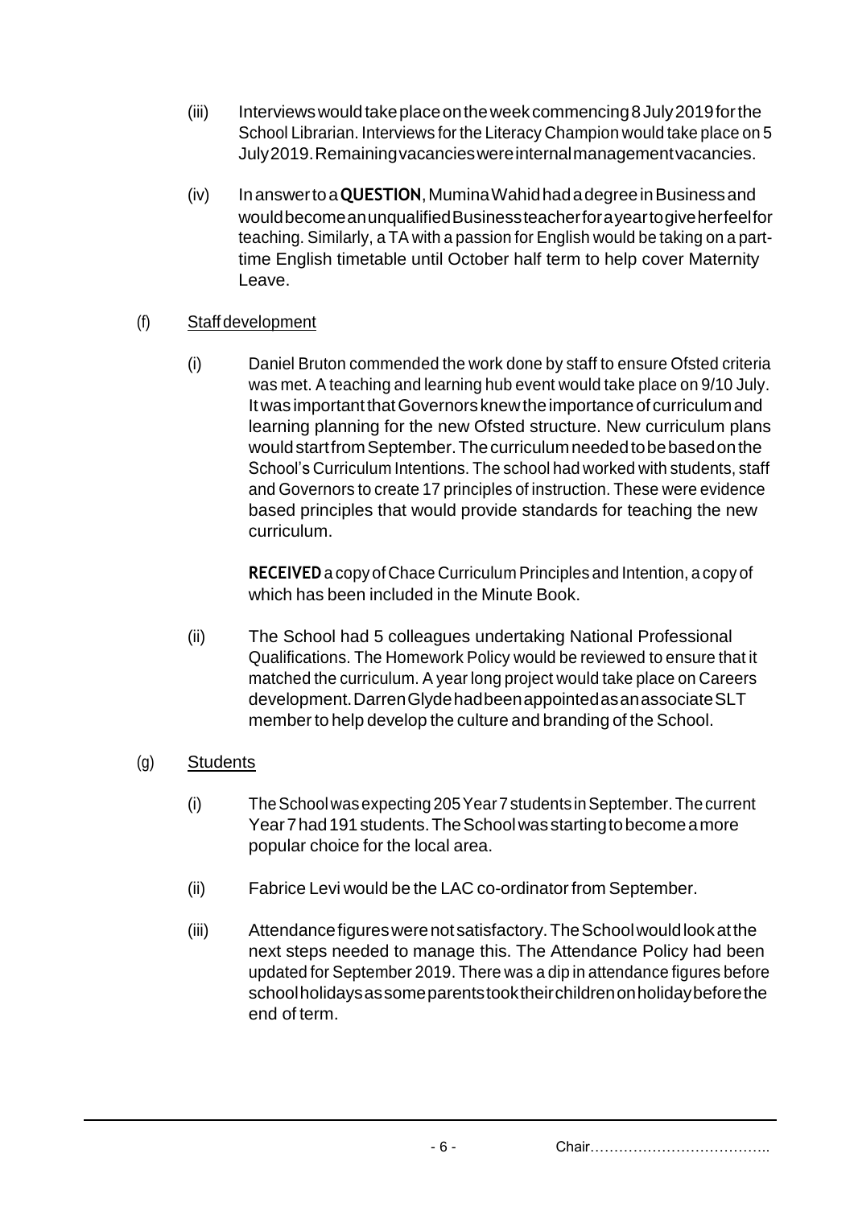(iii) Interviews would take place on the week commencing 8 July 2019 for the School Librarian. Interviews for the Literacy Champion would take place on 5 July 2019. Remaining vacancies were internal management vacancies.

(iv) In answer to a **QUESTION**, Mumina Wahid had a degree in Business and would become an unqualified Business teacher for a year to give her feel for teaching. Similarly, a TA with a passion for English would be taking on a part-time English timetable until October half term to help cover Maternity Leave.

(f) Staff development

(i) Daniel Bruton commended the work done by staff to ensure Ofsted criteria was met. A teaching and learning hub event would take place on 9/10 July. It was important that Governors knew the importance of curriculum and learning planning for the new Ofsted structure. New curriculum plans would start from September. The curriculum needed to be based on the School's Curriculum Intentions. The school had worked with students, staff and Governors to create 17 principles of instruction. These were evidence based principles that would provide standards for teaching the new curriculum.

**RECEIVED** a copy of Chace Curriculum Principles and Intention, a copy of which has been included in the Minute Book.

(ii) The School had 5 colleagues undertaking National Professional Qualifications. The Homework Policy would be reviewed to ensure that it matched the curriculum. A year long project would take place on Careers development. Darren Glyde had been appointed as an associate SLT member to help develop the culture and branding of the School.

(g) Students

(i) The School was expecting 205 Year 7 students in September. The current Year 7 had 191 students. The School was starting to become a more popular choice for the local area.

(ii) Fabrice Levi would be the LAC co-ordinator from September.

(iii) Attendance figures were not satisfactory. The School would look at the next steps needed to manage this. The Attendance Policy had been updated for September 2019. There was a dip in attendance figures before school holidays as some parents took their children on holiday before the end of term.

Chair………………………………..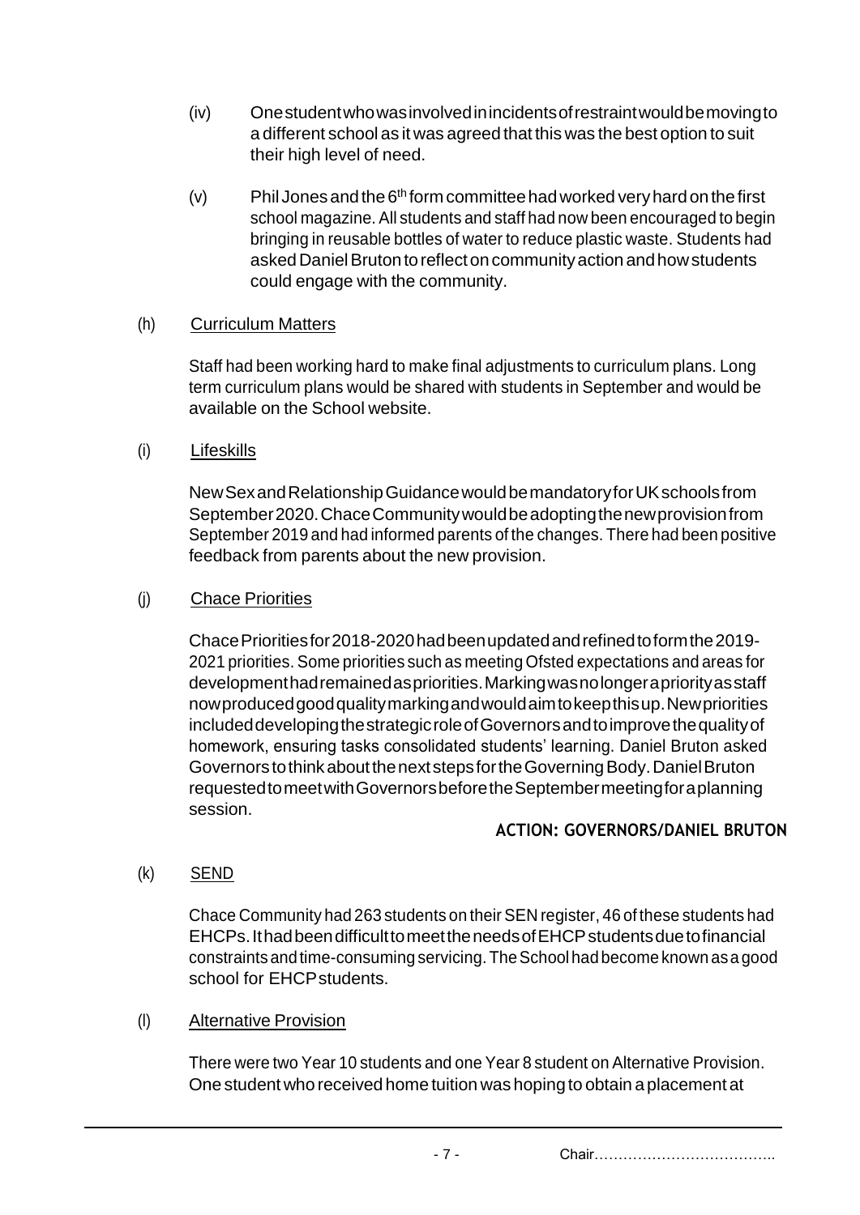(iv) One student who was involved in incidents of restraint would be moving to a different school as it was agreed that this was the best option to suit their high level of need.

(v) Phil Jones and the 6th form committee had worked very hard on the first school magazine. All students and staff had now been encouraged to begin bringing in reusable bottles of water to reduce plastic waste. Students had asked Daniel Bruton to reflect on community action and how students could engage with the community.

(h) Curriculum Matters

Staff had been working hard to make final adjustments to curriculum plans. Long term curriculum plans would be shared with students in September and would be available on the School website.

(i) Lifeskills

New Sex and Relationship Guidance would be mandatory for UK schools from September 2020. Chace Community would be adopting the new provision from September 2019 and had informed parents of the changes. There had been positive feedback from parents about the new provision.

(j) Chace Priorities

Chace Priorities for 2018-2020 had been updated and refined to form the 2019-2021 priorities. Some priorities such as meeting Ofsted expectations and areas for development had remained as priorities. Marking was no longer a priority as staff now produced good quality marking and would aim to keep this up. New priorities included developing the strategic role of Governors and to improve the quality of homework, ensuring tasks consolidated students' learning. Daniel Bruton asked Governors to think about the next steps for the Governing Body. Daniel Bruton requested to meet with Governors before the September meeting for a planning session.

**ACTION: GOVERNORS/DANIEL BRUTON**

(k) SEND

Chace Community had 263 students on their SEN register, 46 of these students had EHCPs. It had been difficult to meet the needs of EHCP students due to financial constraints and time-consuming servicing. The School had become known as a good school for EHCP students.

(l) Alternative Provision

There were two Year 10 students and one Year 8 student on Alternative Provision. One student who received home tuition was hoping to obtain a placement at

Chair………………………………..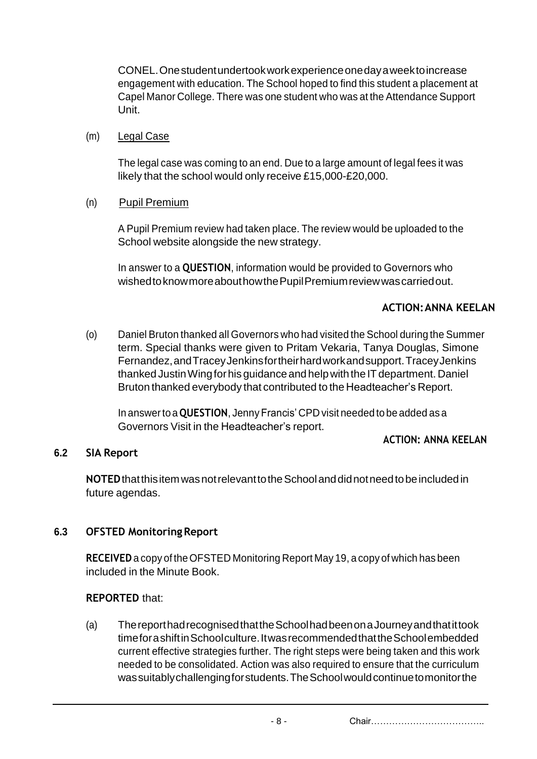CONEL. One student undertook work experience one day a week to increase engagement with education. The School hoped to find this student a placement at Capel Manor College. There was one student who was at the Attendance Support Unit.

(m) Legal Case

The legal case was coming to an end. Due to a large amount of legal fees it was likely that the school would only receive £15,000-£20,000.

(n) Pupil Premium

A Pupil Premium review had taken place. The review would be uploaded to the School website alongside the new strategy.

In answer to a **QUESTION**, information would be provided to Governors who wished to know more about how the Pupil Premium review was carried out.

**ACTION: ANNA KEELAN**

(o) Daniel Bruton thanked all Governors who had visited the School during the Summer term. Special thanks were given to Pritam Vekaria, Tanya Douglas, Simone Fernandez, and Tracey Jenkins for their hard work and support. Tracey Jenkins thanked Justin Wing for his guidance and help with the IT department. Daniel Bruton thanked everybody that contributed to the Headteacher's Report.

In answer to a **QUESTION**, Jenny Francis' CPD visit needed to be added as a Governors Visit in the Headteacher's report.

**ACTION: ANNA KEELAN**

### 6.2 SIA Report

**NOTED** that this item was not relevant to the School and did not need to be included in future agendas.

### 6.3 OFSTED Monitoring Report

**RECEIVED** a copy of the OFSTED Monitoring Report May 19, a copy of which has been included in the Minute Book.

**REPORTED** that:

(a) The report had recognised that the School had been on a Journey and that it took time for a shift in School culture. It was recommended that the School embedded current effective strategies further. The right steps were being taken and this work needed to be consolidated. Action was also required to ensure that the curriculum was suitably challenging for students. The School would continue to monitor the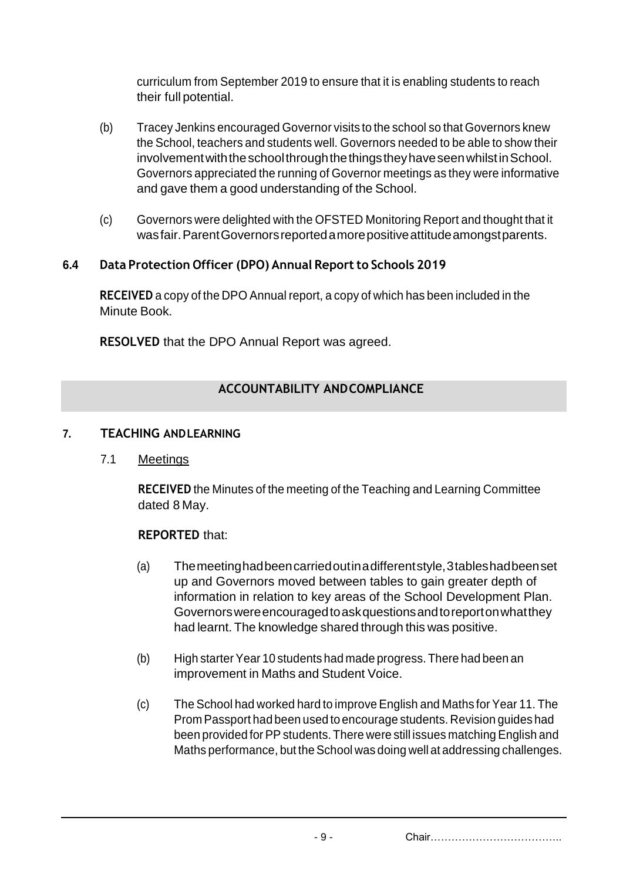curriculum from September 2019 to ensure that it is enabling students to reach their full potential.

(b) Tracey Jenkins encouraged Governor visits to the school so that Governors knew the School, teachers and students well. Governors needed to be able to show their involvement with the school through the things they have seen whilst in School. Governors appreciated the running of Governor meetings as they were informative and gave them a good understanding of the School.

(c) Governors were delighted with the OFSTED Monitoring Report and thought that it was fair. Parent Governors reported a more positive attitude amongst parents.

### 6.4 Data Protection Officer (DPO) Annual Report to Schools 2019

**RECEIVED** a copy of the DPO Annual report, a copy of which has been included in the Minute Book.

**RESOLVED** that the DPO Annual Report was agreed.

## ACCOUNTABILITY AND COMPLIANCE

### 7. TEACHING AND LEARNING

7.1 Meetings

**RECEIVED** the Minutes of the meeting of the Teaching and Learning Committee dated 8 May.

**REPORTED** that:

(a) The meeting had been carried out in a different style, 3 tables had been set up and Governors moved between tables to gain greater depth of information in relation to key areas of the School Development Plan. Governors were encouraged to ask questions and to report on what they had learnt. The knowledge shared through this was positive.

(b) High starter Year 10 students had made progress. There had been an improvement in Maths and Student Voice.

(c) The School had worked hard to improve English and Maths for Year 11. The Prom Passport had been used to encourage students. Revision guides had been provided for PP students. There were still issues matching English and Maths performance, but the School was doing well at addressing challenges.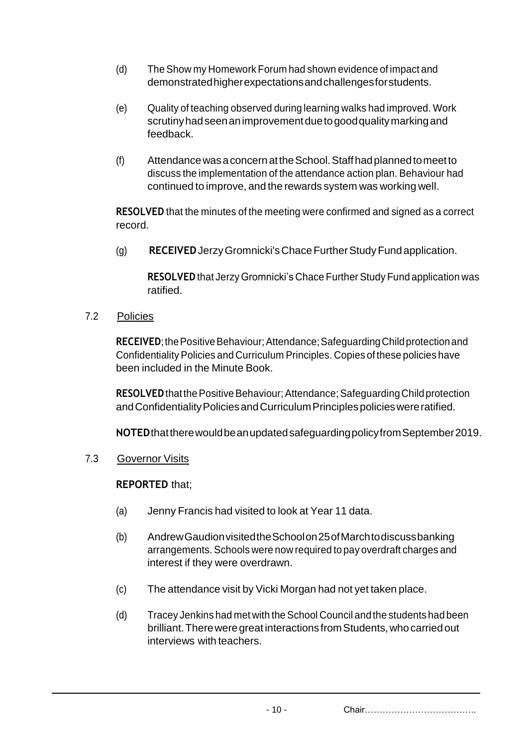(d) The Show my Homework Forum had shown evidence of impact and demonstrated higher expectations and challenges for students.

(e) Quality of teaching observed during learning walks had improved. Work scrutiny had seen an improvement due to good quality marking and feedback.

(f) Attendance was a concern at the School. Staff had planned to meet to discuss the implementation of the attendance action plan. Behaviour had continued to improve, and the rewards system was working well.

**RESOLVED** that the minutes of the meeting were confirmed and signed as a correct record.

(g) **RECEIVED** Jerzy Gromnicki's Chace Further Study Fund application.

**RESOLVED** that Jerzy Gromnicki's Chace Further Study Fund application was ratified.

7.2 Policies

**RECEIVED**; the Positive Behaviour; Attendance; Safeguarding Child protection and Confidentiality Policies and Curriculum Principles. Copies of these policies have been included in the Minute Book.

**RESOLVED** that the Positive Behaviour; Attendance; Safeguarding Child protection and Confidentiality Policies and Curriculum Principles policies were ratified.

**NOTED** that there would be an updated safeguarding policy from September 2019.

7.3 Governor Visits

**REPORTED** that;

(a) Jenny Francis had visited to look at Year 11 data.

(b) Andrew Gaudion visited the School on 25 of March to discuss banking arrangements. Schools were now required to pay overdraft charges and interest if they were overdrawn.

(c) The attendance visit by Vicki Morgan had not yet taken place.

(d) Tracey Jenkins had met with the School Council and the students had been brilliant. There were great interactions from Students, who carried out interviews with teachers.

Chair………………………………..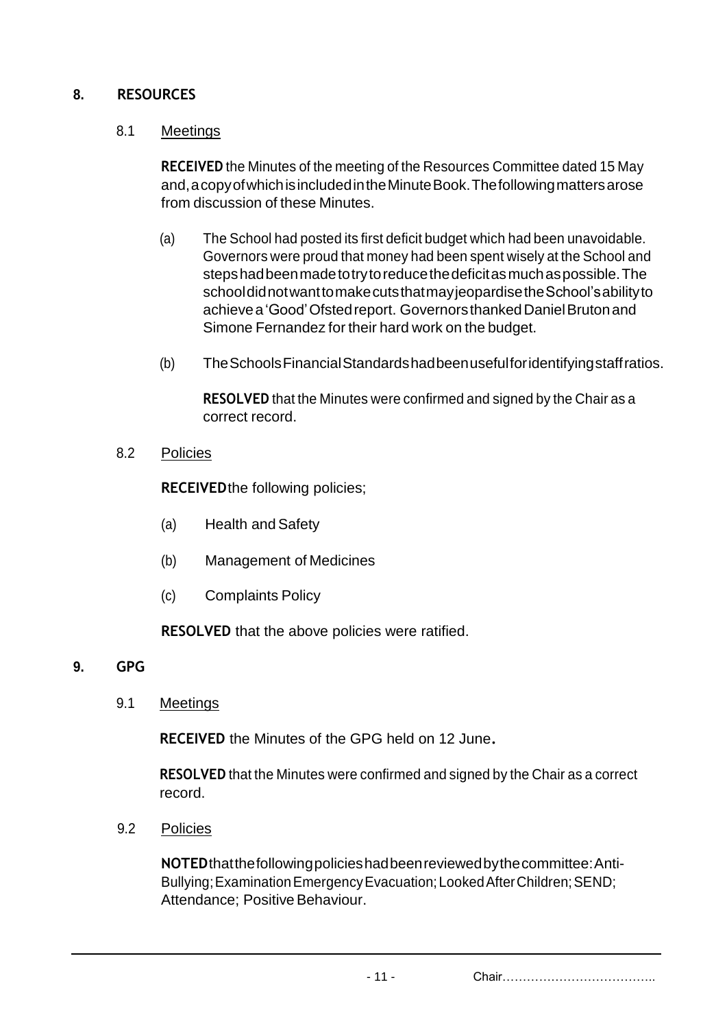## 8. RESOURCES

### 8.1 Meetings

**RECEIVED** the Minutes of the meeting of the Resources Committee dated 15 May and, a copy of which is included in the Minute Book. The following matters arose from discussion of these Minutes.

(a) The School had posted its first deficit budget which had been unavoidable. Governors were proud that money had been spent wisely at the School and steps had been made to try to reduce the deficit as much as possible. The school did not want to make cuts that may jeopardise the School's ability to achieve a 'Good' Ofsted report. Governors thanked Daniel Bruton and Simone Fernandez for their hard work on the budget.

(b) The Schools Financial Standards had been useful for identifying staff ratios.

**RESOLVED** that the Minutes were confirmed and signed by the Chair as a correct record.

### 8.2 Policies

**RECEIVED** the following policies;

(a) Health and Safety

(b) Management of Medicines

(c) Complaints Policy

**RESOLVED** that the above policies were ratified.

## 9. GPG

### 9.1 Meetings

**RECEIVED** the Minutes of the GPG held on 12 June.

**RESOLVED** that the Minutes were confirmed and signed by the Chair as a correct record.

### 9.2 Policies

**NOTED** that the following policies had been reviewed by the committee: Anti-Bullying; Examination Emergency Evacuation; Looked After Children; SEND; Attendance; Positive Behaviour.

Chair………………………………..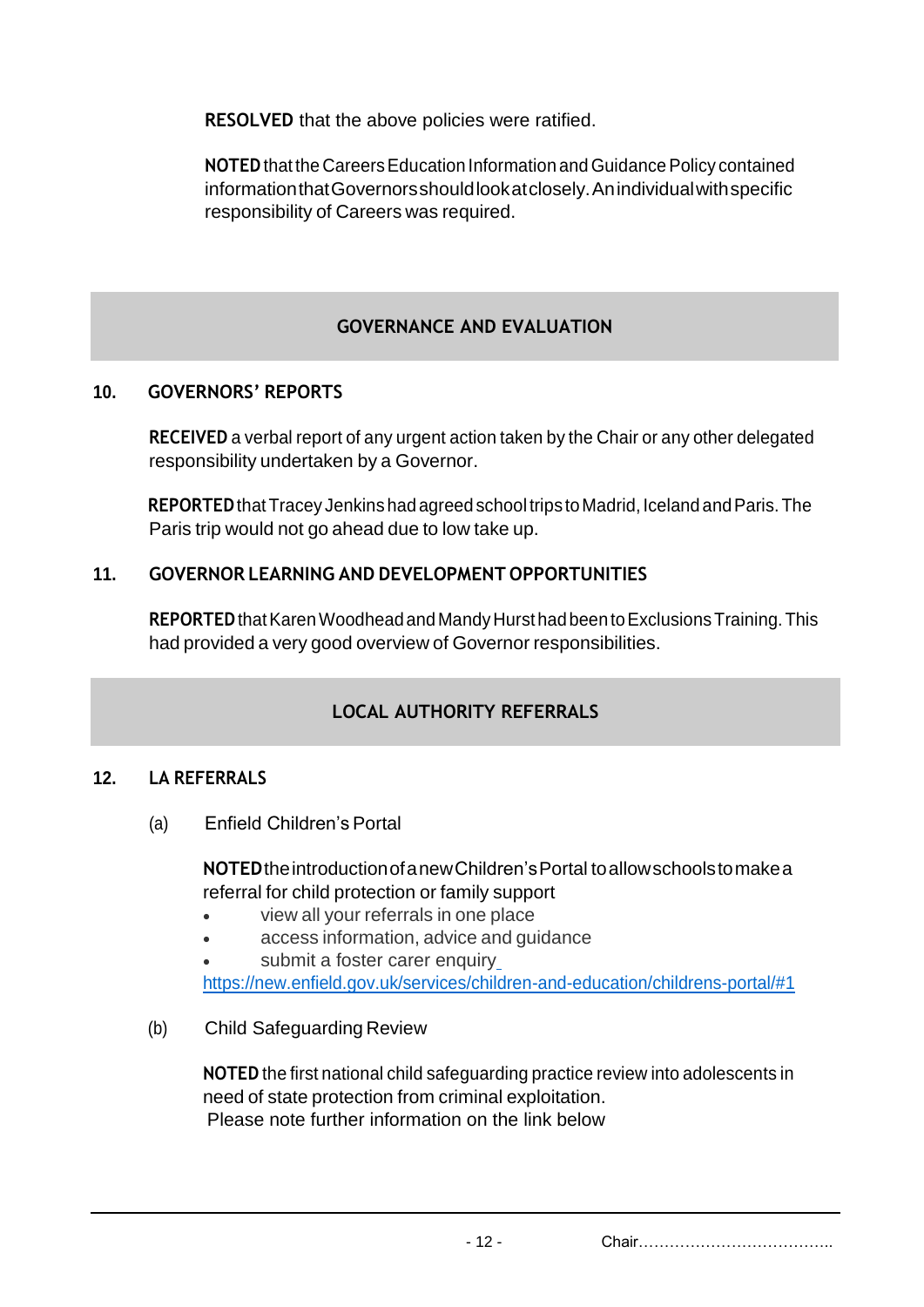**RESOLVED** that the above policies were ratified.

**NOTED** that the Careers Education Information and Guidance Policy contained information that Governors should look at closely. An individual with specific responsibility of Careers was required.

## GOVERNANCE AND EVALUATION

### 10. GOVERNORS' REPORTS

**RECEIVED** a verbal report of any urgent action taken by the Chair or any other delegated responsibility undertaken by a Governor.

**REPORTED** that Tracey Jenkins had agreed school trips to Madrid, Iceland and Paris. The Paris trip would not go ahead due to low take up.

### 11. GOVERNOR LEARNING AND DEVELOPMENT OPPORTUNITIES

**REPORTED** that Karen Woodhead and Mandy Hurst had been to Exclusions Training. This had provided a very good overview of Governor responsibilities.

## LOCAL AUTHORITY REFERRALS

### 12. LA REFERRALS

(a) Enfield Children's Portal

**NOTED** the introduction of a new Children's Portal to allow schools to make a referral for child protection or family support

- view all your referrals in one place
- access information, advice and guidance
- submit a foster carer enquiry

https://new.enfield.gov.uk/services/children-and-education/childrens-portal/#1

(b) Child Safeguarding Review

**NOTED** the first national child safeguarding practice review into adolescents in need of state protection from criminal exploitation.
Please note further information on the link below

Chair……………………………….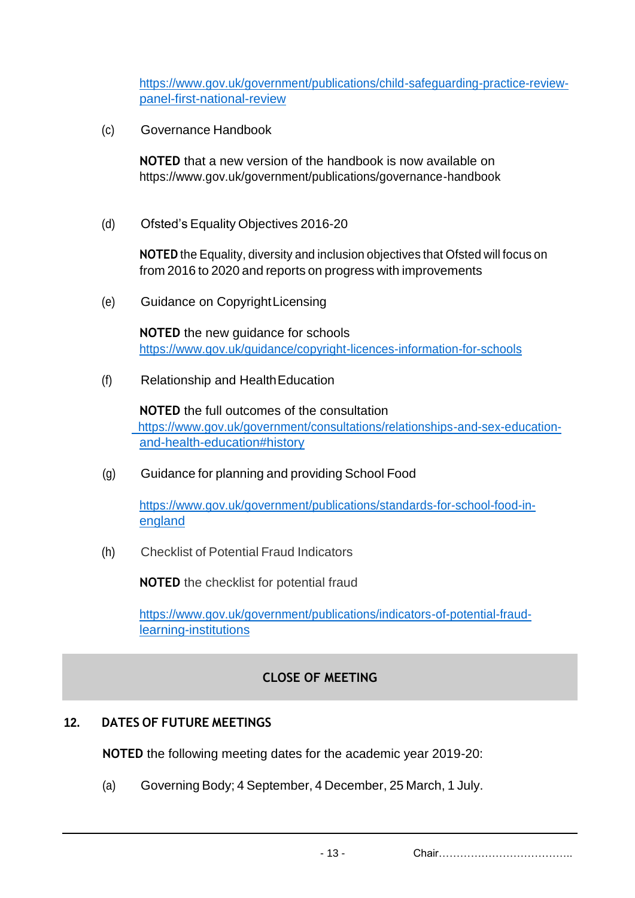https://www.gov.uk/government/publications/child-safeguarding-practice-review-panel-first-national-review

(c) Governance Handbook

**NOTED** that a new version of the handbook is now available on https://www.gov.uk/government/publications/governance-handbook

(d) Ofsted's Equality Objectives 2016-20

**NOTED** the Equality, diversity and inclusion objectives that Ofsted will focus on from 2016 to 2020 and reports on progress with improvements

(e) Guidance on Copyright Licensing

**NOTED** the new guidance for schools https://www.gov.uk/guidance/copyright-licences-information-for-schools

(f) Relationship and Health Education

**NOTED** the full outcomes of the consultation https://www.gov.uk/government/consultations/relationships-and-sex-education-and-health-education#history

(g) Guidance for planning and providing School Food

https://www.gov.uk/government/publications/standards-for-school-food-in-england

(h) Checklist of Potential Fraud Indicators

**NOTED** the checklist for potential fraud

https://www.gov.uk/government/publications/indicators-of-potential-fraud-learning-institutions

## CLOSE OF MEETING

## 12. DATES OF FUTURE MEETINGS

**NOTED** the following meeting dates for the academic year 2019-20:

(a) Governing Body; 4 September, 4 December, 25 March, 1 July.

Chair………………………………..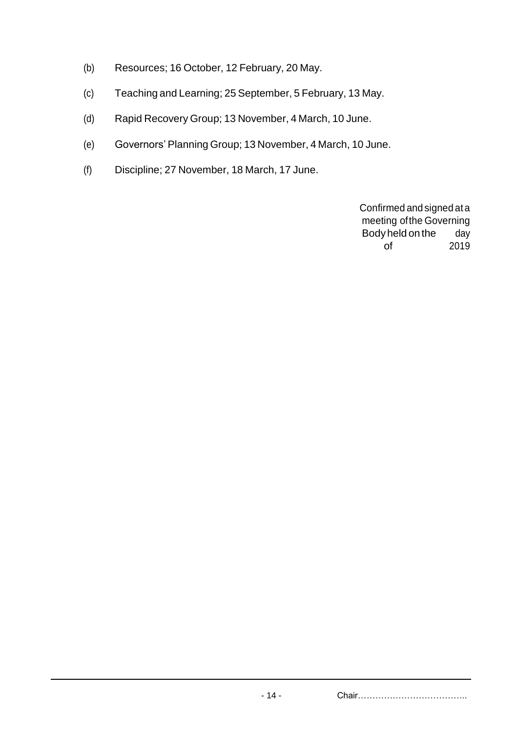(b) Resources; 16 October, 12 February, 20 May.

(c) Teaching and Learning; 25 September, 5 February, 13 May.

(d) Rapid Recovery Group; 13 November, 4 March, 10 June.

(e) Governors' Planning Group; 13 November, 4 March, 10 June.

(f) Discipline; 27 November, 18 March, 17 June.

Confirmed and signed at a meeting of the Governing Body held on the day of 2019

Chair……………………………….